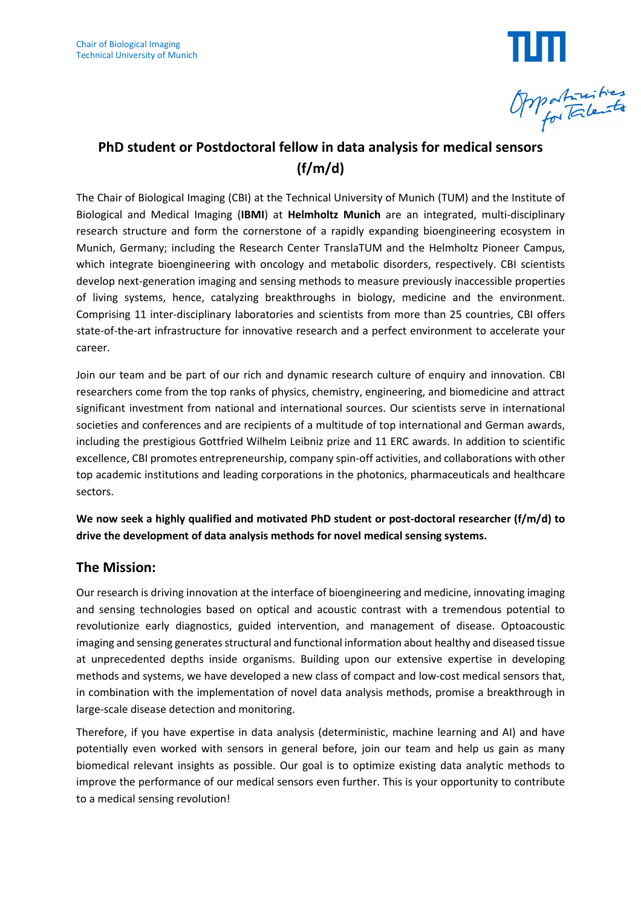Chair of Biological Imaging
Technical University of Munich

# PhD student or Postdoctoral fellow in data analysis for medical sensors (f/m/d)

The Chair of Biological Imaging (CBI) at the Technical University of Munich (TUM) and the Institute of Biological and Medical Imaging (**IBMI**) at **Helmholtz Munich** are an integrated, multi-disciplinary research structure and form the cornerstone of a rapidly expanding bioengineering ecosystem in Munich, Germany; including the Research Center TranslaTUM and the Helmholtz Pioneer Campus, which integrate bioengineering with oncology and metabolic disorders, respectively. CBI scientists develop next-generation imaging and sensing methods to measure previously inaccessible properties of living systems, hence, catalyzing breakthroughs in biology, medicine and the environment. Comprising 11 inter-disciplinary laboratories and scientists from more than 25 countries, CBI offers state-of-the-art infrastructure for innovative research and a perfect environment to accelerate your career.

Join our team and be part of our rich and dynamic research culture of enquiry and innovation. CBI researchers come from the top ranks of physics, chemistry, engineering, and biomedicine and attract significant investment from national and international sources. Our scientists serve in international societies and conferences and are recipients of a multitude of top international and German awards, including the prestigious Gottfried Wilhelm Leibniz prize and 11 ERC awards. In addition to scientific excellence, CBI promotes entrepreneurship, company spin-off activities, and collaborations with other top academic institutions and leading corporations in the photonics, pharmaceuticals and healthcare sectors.

**We now seek a highly qualified and motivated PhD student or post-doctoral researcher (f/m/d) to drive the development of data analysis methods for novel medical sensing systems.**

## The Mission:

Our research is driving innovation at the interface of bioengineering and medicine, innovating imaging and sensing technologies based on optical and acoustic contrast with a tremendous potential to revolutionize early diagnostics, guided intervention, and management of disease. Optoacoustic imaging and sensing generates structural and functional information about healthy and diseased tissue at unprecedented depths inside organisms. Building upon our extensive expertise in developing methods and systems, we have developed a new class of compact and low-cost medical sensors that, in combination with the implementation of novel data analysis methods, promise a breakthrough in large-scale disease detection and monitoring.

Therefore, if you have expertise in data analysis (deterministic, machine learning and AI) and have potentially even worked with sensors in general before, join our team and help us gain as many biomedical relevant insights as possible. Our goal is to optimize existing data analytic methods to improve the performance of our medical sensors even further. This is your opportunity to contribute to a medical sensing revolution!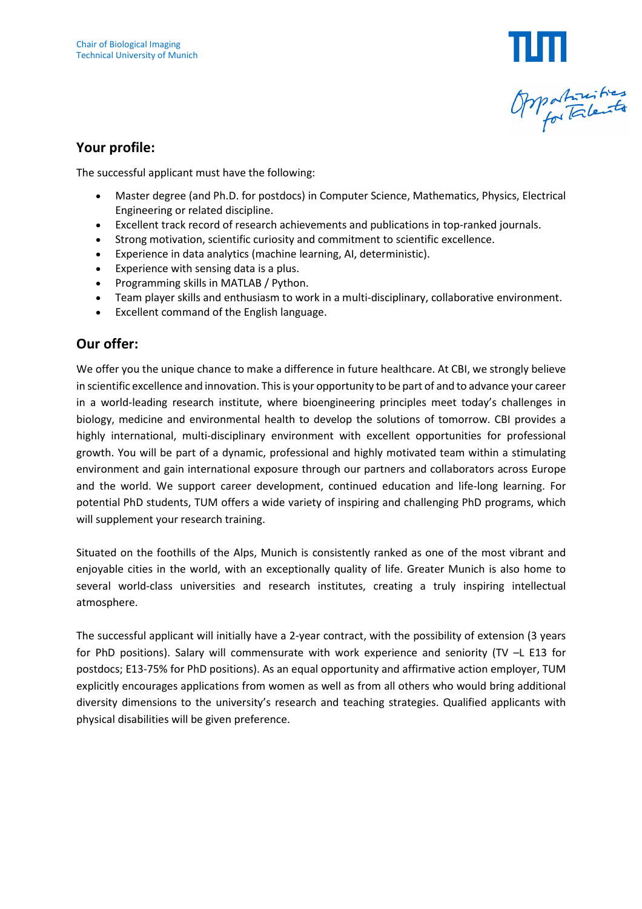## Your profile:

The successful applicant must have the following:

- Master degree (and Ph.D. for postdocs) in Computer Science, Mathematics, Physics, Electrical Engineering or related discipline.
- Excellent track record of research achievements and publications in top-ranked journals.
- Strong motivation, scientific curiosity and commitment to scientific excellence.
- Experience in data analytics (machine learning, AI, deterministic).
- Experience with sensing data is a plus.
- Programming skills in MATLAB / Python.
- Team player skills and enthusiasm to work in a multi-disciplinary, collaborative environment.
- Excellent command of the English language.

## Our offer:

We offer you the unique chance to make a difference in future healthcare. At CBI, we strongly believe in scientific excellence and innovation. This is your opportunity to be part of and to advance your career in a world-leading research institute, where bioengineering principles meet today's challenges in biology, medicine and environmental health to develop the solutions of tomorrow. CBI provides a highly international, multi-disciplinary environment with excellent opportunities for professional growth. You will be part of a dynamic, professional and highly motivated team within a stimulating environment and gain international exposure through our partners and collaborators across Europe and the world. We support career development, continued education and life-long learning. For potential PhD students, TUM offers a wide variety of inspiring and challenging PhD programs, which will supplement your research training.

Situated on the foothills of the Alps, Munich is consistently ranked as one of the most vibrant and enjoyable cities in the world, with an exceptionally quality of life. Greater Munich is also home to several world-class universities and research institutes, creating a truly inspiring intellectual atmosphere.

The successful applicant will initially have a 2-year contract, with the possibility of extension (3 years for PhD positions). Salary will commensurate with work experience and seniority (TV –L E13 for postdocs; E13-75% for PhD positions). As an equal opportunity and affirmative action employer, TUM explicitly encourages applications from women as well as from all others who would bring additional diversity dimensions to the university's research and teaching strategies. Qualified applicants with physical disabilities will be given preference.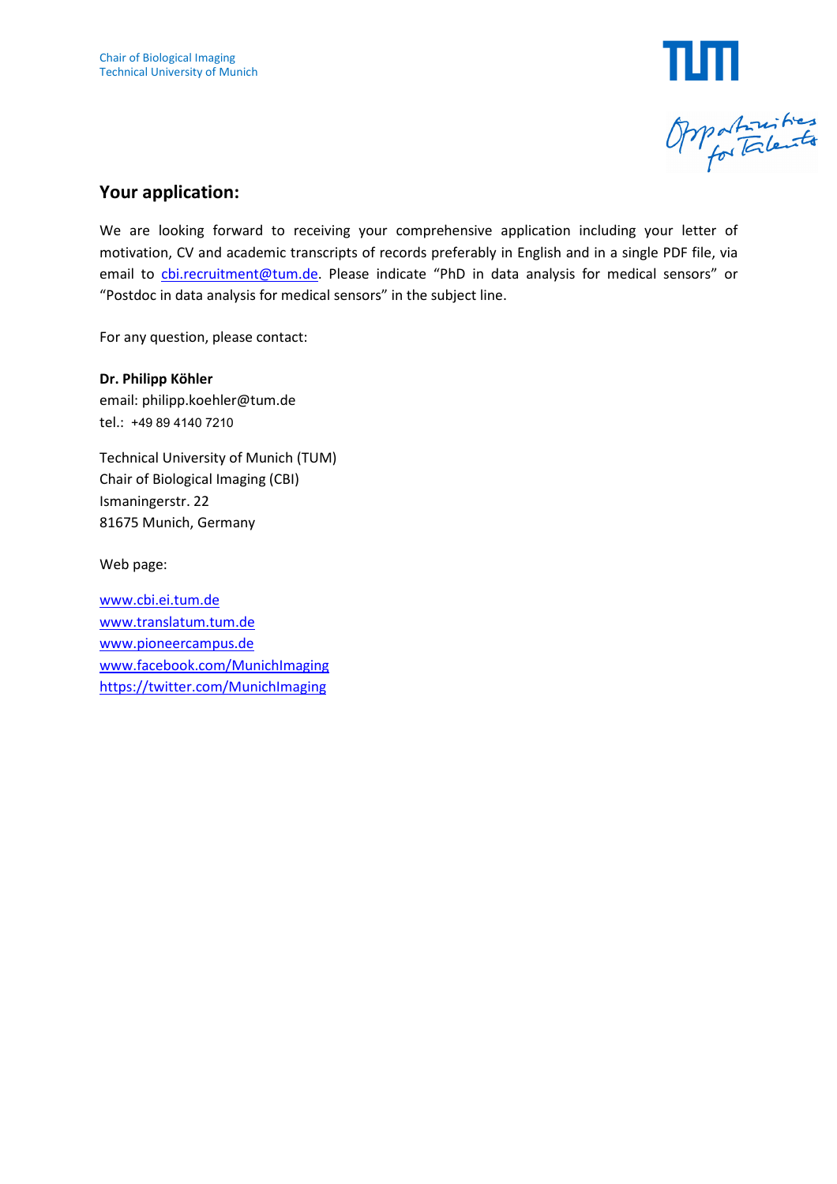Chair of Biological Imaging
Technical University of Munich

## Your application:

We are looking forward to receiving your comprehensive application including your letter of motivation, CV and academic transcripts of records preferably in English and in a single PDF file, via email to cbi.recruitment@tum.de. Please indicate “PhD in data analysis for medical sensors” or “Postdoc in data analysis for medical sensors” in the subject line.

For any question, please contact:

**Dr. Philipp Köhler**
email: philipp.koehler@tum.de
tel.: +49 89 4140 7210

Technical University of Munich (TUM)
Chair of Biological Imaging (CBI)
Ismaningerstr. 22
81675 Munich, Germany

Web page:

www.cbi.ei.tum.de
www.translatum.tum.de
www.pioneercampus.de
www.facebook.com/MunichImaging
https://twitter.com/MunichImaging